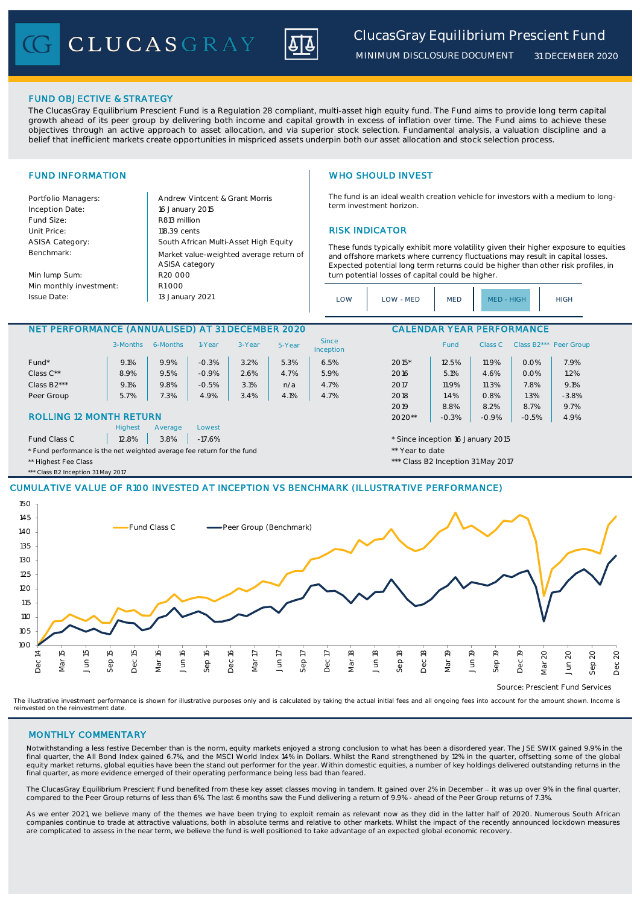# ClucasGray Equilibrium Prescient Fund

MINIMUM DISCLOSURE DOCUMENT 31 DECEMBER 2020

## FUND OBJECTIVE & STRATEGY

The ClucasGray Equilibrium Prescient Fund is a Regulation 28 compliant, multi-asset high equity fund. The Fund aims to provide long term capital growth ahead of its peer group by delivering both income and capital growth in excess of inflation over time. The Fund aims to achieve these objectives through an active approach to asset allocation, and via superior stock selection. Fundamental analysis, a valuation discipline and a belief that inefficient markets create opportunities in mispriced assets underpin both our asset allocation and stock selection process.

## FUND INFORMATION

| | |
|---|---|
| Portfolio Managers: | Andrew Vintcent & Grant Morris |
| Inception Date: | 16 January 2015 |
| Fund Size: | R813 million |
| Unit Price: | 118.39 cents |
| ASISA Category: | South African Multi-Asset High Equity |
| Benchmark: | Market value-weighted average return of ASISA category |
| Min lump Sum: | R20 000 |
| Min monthly investment: | R1000 |
| Issue Date: | 13 January 2021 |

## WHO SHOULD INVEST

The fund is an ideal wealth creation vehicle for investors with a medium to long-term investment horizon.

## RISK INDICATOR

These funds typically exhibit more volatility given their higher exposure to equities and offshore markets where currency fluctuations may result in capital losses. Expected potential long term returns could be higher than other risk profiles, in turn potential losses of capital could be higher.

LOW | LOW - MED | MED | **MED - HIGH** | HIGH

## NET PERFORMANCE (ANNUALISED) AT 31 DECEMBER 2020

| | 3-Months | 6-Months | 1-Year | 3-Year | 5-Year | Since Inception |
|---|---|---|---|---|---|---|
| Fund* | 9.1% | 9.9% | -0.3% | 3.2% | 5.3% | 6.5% |
| Class C** | 8.9% | 9.5% | -0.9% | 2.6% | 4.7% | 5.9% |
| Class B2*** | 9.1% | 9.8% | -0.5% | 3.1% | n/a | 4.7% |
| Peer Group | 5.7% | 7.3% | 4.9% | 3.4% | 4.1% | 4.7% |

## ROLLING 12 MONTH RETURN

| | Highest | Average | Lowest |
|---|---|---|---|
| Fund Class C | 12.8% | 3.8% | -17.6% |

\* Fund performance is the net weighted average fee return for the fund

** Highest Fee Class

*** Class B2 Inception 31 May 2017

## CALENDAR YEAR PERFORMANCE

| | Fund | Class C | Class B2*** | Peer Group |
|---|---|---|---|---|
| 2015* | 12.5% | 11.9% | 0.0% | 7.9% |
| 2016 | 5.1% | 4.6% | 0.0% | 1.2% |
| 2017 | 11.9% | 11.3% | 7.8% | 9.1% |
| 2018 | 1.4% | 0.8% | 1.3% | -3.8% |
| 2019 | 8.8% | 8.2% | 8.7% | 9.7% |
| 2020** | -0.3% | -0.9% | -0.5% | 4.9% |

\* Since inception 16 January 2015

** Year to date

*** Class B2 Inception 31 May 2017

## CUMULATIVE VALUE OF R100 INVESTED AT INCEPTION VS BENCHMARK (ILLUSTRATIVE PERFORMANCE)

Source: Prescient Fund Services

The illustrative investment performance is shown for illustrative purposes only and is calculated by taking the actual initial fees and all ongoing fees into account for the amount shown. Income is reinvested on the reinvestment date.

## MONTHLY COMMENTARY

Notwithstanding a less festive December than is the norm, equity markets enjoyed a strong conclusion to what has been a disordered year. The JSE SWIX gained 9.9% in the final quarter, the All Bond Index gained 6.7%, and the MSCI World Index 14% in Dollars. Whilst the Rand strengthened by 12% in the quarter, offsetting some of the global equity market returns, global equities have been the stand out performer for the year. Within domestic equities, a number of key holdings delivered outstanding returns in the final quarter, as more evidence emerged of their operating performance being less bad than feared.

The ClucasGray Equilibrium Prescient Fund benefited from these key asset classes moving in tandem. It gained over 2% in December – it was up over 9% in the final quarter, compared to the Peer Group returns of less than 6%. The last 6 months saw the Fund delivering a return of 9.9% - ahead of the Peer Group returns of 7.3%.

As we enter 2021, we believe many of the themes we have been trying to exploit remain as relevant now as they did in the latter half of 2020. Numerous South African companies continue to trade at attractive valuations, both in absolute terms and relative to other markets. Whilst the impact of the recently announced lockdown measures are complicated to assess in the near term, we believe the fund is well positioned to take advantage of an expected global economic recovery.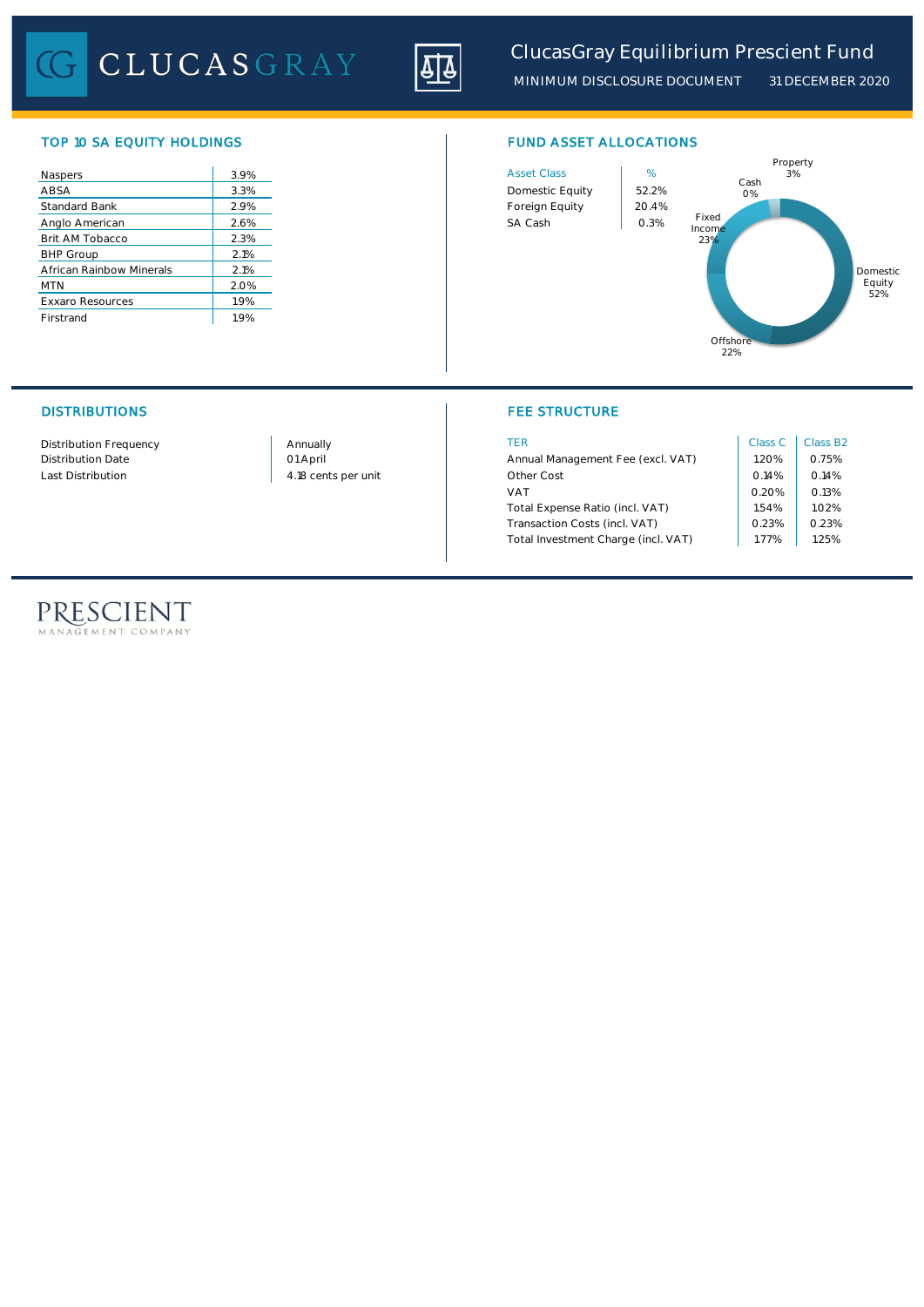# ClucasGray Equilibrium Prescient Fund

MINIMUM DISCLOSURE DOCUMENT 31 DECEMBER 2020

## TOP 10 SA EQUITY HOLDINGS

| Holding | % |
|---|---|
| Naspers | 3.9% |
| ABSA | 3.3% |
| Standard Bank | 2.9% |
| Anglo American | 2.6% |
| Brit AM Tobacco | 2.3% |
| BHP Group | 2.1% |
| African Rainbow Minerals | 2.1% |
| MTN | 2.0% |
| Exxaro Resources | 1.9% |
| Firstrand | 1.9% |

## FUND ASSET ALLOCATIONS

| Asset Class | % |
|---|---|
| Domestic Equity | 52.2% |
| Foreign Equity | 20.4% |
| SA Cash | 0.3% |

Property 3%
Cash 0%
Fixed Income 23%
Domestic Equity 52%
Offshore 22%

## DISTRIBUTIONS

| | |
|---|---|
| Distribution Frequency | Annually |
| Distribution Date | 01 April |
| Last Distribution | 4.18 cents per unit |

## FEE STRUCTURE

| TER | Class C | Class B2 |
|---|---|---|
| Annual Management Fee (excl. VAT) | 1.20% | 0.75% |
| Other Cost | 0.14% | 0.14% |
| VAT | 0.20% | 0.13% |
| Total Expense Ratio (incl. VAT) | 1.54% | 1.02% |
| Transaction Costs (incl. VAT) | 0.23% | 0.23% |
| Total Investment Charge (incl. VAT) | 1.77% | 1.25% |

PRESCIENT MANAGEMENT COMPANY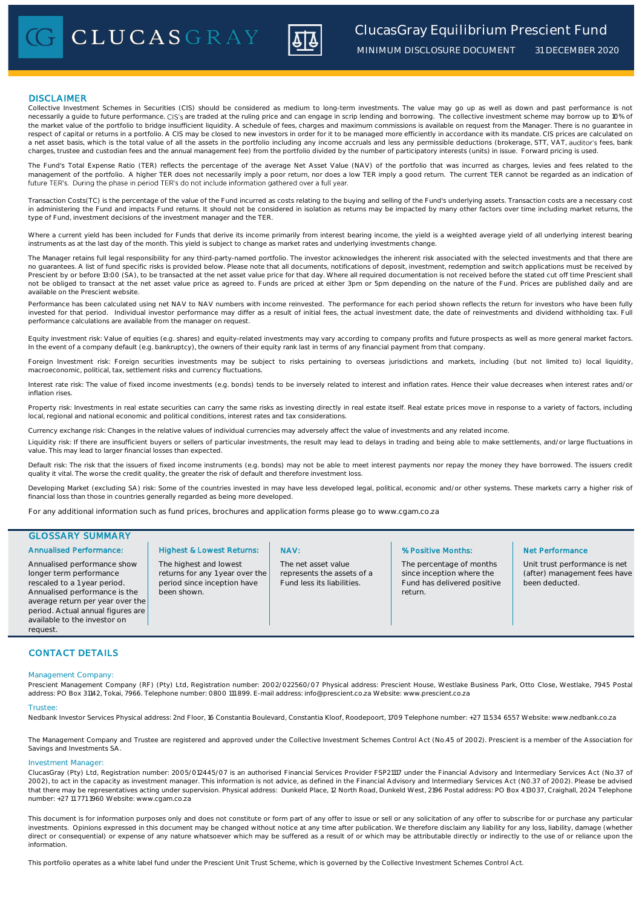# ClucasGray Equilibrium Prescient Fund

MINIMUM DISCLOSURE DOCUMENT 31 DECEMBER 2020

## DISCLAIMER

Collective Investment Schemes in Securities (CIS) should be considered as medium to long-term investments. The value may go up as well as down and past performance is not necessarily a guide to future performance. CIS's are traded at the ruling price and can engage in scrip lending and borrowing. The collective investment scheme may borrow up to 10% of the market value of the portfolio to bridge insufficient liquidity. A schedule of fees, charges and maximum commissions is available on request from the Manager. There is no guarantee in respect of capital or returns in a portfolio. A CIS may be closed to new investors in order for it to be managed more efficiently in accordance with its mandate. CIS prices are calculated on a net asset basis, which is the total value of all the assets in the portfolio including any income accruals and less any permissible deductions (brokerage, STT, VAT, auditor's fees, bank charges, trustee and custodian fees and the annual management fee) from the portfolio divided by the number of participatory interests (units) in issue. Forward pricing is used.

The Fund's Total Expense Ratio (TER) reflects the percentage of the average Net Asset Value (NAV) of the portfolio that was incurred as charges, levies and fees related to the management of the portfolio. A higher TER does not necessarily imply a poor return, nor does a low TER imply a good return. The current TER cannot be regarded as an indication of future TER's. During the phase in period TER's do not include information gathered over a full year.

Transaction Costs(TC) is the percentage of the value of the Fund incurred as costs relating to the buying and selling of the Fund's underlying assets. Transaction costs are a necessary cost in administering the Fund and impacts Fund returns. It should not be considered in isolation as returns may be impacted by many other factors over time including market returns, the type of Fund, investment decisions of the investment manager and the TER.

Where a current yield has been included for Funds that derive its income primarily from interest bearing income, the yield is a weighted average yield of all underlying interest bearing instruments as at the last day of the month. This yield is subject to change as market rates and underlying investments change.

The Manager retains full legal responsibility for any third-party-named portfolio. The investor acknowledges the inherent risk associated with the selected investments and that there are no guarantees. A list of fund specific risks is provided below. Please note that all documents, notifications of deposit, investment, redemption and switch applications must be received by Prescient by or before 13:00 (SA), to be transacted at the net asset value price for that day. Where all required documentation is not received before the stated cut off time Prescient shall not be obliged to transact at the net asset value price as agreed to. Funds are priced at either 3pm or 5pm depending on the nature of the Fund. Prices are published daily and are available on the Prescient website.

Performance has been calculated using net NAV to NAV numbers with income reinvested. The performance for each period shown reflects the return for investors who have been fully invested for that period. Individual investor performance may differ as a result of initial fees, the actual investment date, the date of reinvestments and dividend withholding tax. Full performance calculations are available from the manager on request.

Equity investment risk: Value of equities (e.g. shares) and equity-related investments may vary according to company profits and future prospects as well as more general market factors. In the event of a company default (e.g. bankruptcy), the owners of their equity rank last in terms of any financial payment from that company.

Foreign Investment risk: Foreign securities investments may be subject to risks pertaining to overseas jurisdictions and markets, including (but not limited to) local liquidity, macroeconomic, political, tax, settlement risks and currency fluctuations.

Interest rate risk: The value of fixed income investments (e.g. bonds) tends to be inversely related to interest and inflation rates. Hence their value decreases when interest rates and/or inflation rises.

Property risk: Investments in real estate securities can carry the same risks as investing directly in real estate itself. Real estate prices move in response to a variety of factors, including local, regional and national economic and political conditions, interest rates and tax considerations.

Currency exchange risk: Changes in the relative values of individual currencies may adversely affect the value of investments and any related income.

Liquidity risk: If there are insufficient buyers or sellers of particular investments, the result may lead to delays in trading and being able to make settlements, and/or large fluctuations in value. This may lead to larger financial losses than expected.

Default risk: The risk that the issuers of fixed income instruments (e.g. bonds) may not be able to meet interest payments nor repay the money they have borrowed. The issuers credit quality it vital. The worse the credit quality, the greater the risk of default and therefore investment loss.

Developing Market (excluding SA) risk: Some of the countries invested in may have less developed legal, political, economic and/or other systems. These markets carry a higher risk of financial loss than those in countries generally regarded as being more developed.

For any additional information such as fund prices, brochures and application forms please go to www.cgam.co.za

## GLOSSARY SUMMARY

**Annualised Performance:** Annualised performance show longer term performance rescaled to a 1 year period. Annualised performance is the average return per year over the period. Actual annual figures are available to the investor on request.

**Highest & Lowest Returns:** The highest and lowest returns for any 1 year over the period since inception have been shown.

**NAV:** The net asset value represents the assets of a Fund less its liabilities.

**% Positive Months:** The percentage of months since inception where the Fund has delivered positive return.

**Net Performance:** Unit trust performance is net (after) management fees have been deducted.

## CONTACT DETAILS

### Management Company:

Prescient Management Company (RF) (Pty) Ltd, Registration number: 2002/022560/07 Physical address: Prescient House, Westlake Business Park, Otto Close, Westlake, 7945 Postal address: PO Box 31142, Tokai, 7966. Telephone number: 0800 111 899. E-mail address: info@prescient.co.za Website: www.prescient.co.za

### Trustee:

Nedbank Investor Services Physical address: 2nd Floor, 16 Constantia Boulevard, Constantia Kloof, Roodepoort, 1709 Telephone number: +27 11 534 6557 Website: www.nedbank.co.za

The Management Company and Trustee are registered and approved under the Collective Investment Schemes Control Act (No.45 of 2002). Prescient is a member of the Association for Savings and Investments SA.

### Investment Manager:

ClucasGray (Pty) Ltd, Registration number: 2005/012445/07 is an authorised Financial Services Provider FSP21117 under the Financial Advisory and Intermediary Services Act (No.37 of 2002), to act in the capacity as investment manager. This information is not advice, as defined in the Financial Advisory and Intermediary Services Act (N0.37 of 2002). Please be advised that there may be representatives acting under supervision. Physical address: Dunkeld Place, 12 North Road, Dunkeld West, 2196 Postal address: PO Box 413037, Craighall, 2024 Telephone number: +27 11 771 1960 Website: www.cgam.co.za

This document is for information purposes only and does not constitute or form part of any offer to issue or sell or any solicitation of any offer to subscribe for or purchase any particular investments. Opinions expressed in this document may be changed without notice at any time after publication. We therefore disclaim any liability for any loss, liability, damage (whether direct or consequential) or expense of any nature whatsoever which may be suffered as a result of or which may be attributable directly or indirectly to the use of or reliance upon the information.

This portfolio operates as a white label fund under the Prescient Unit Trust Scheme, which is governed by the Collective Investment Schemes Control Act.